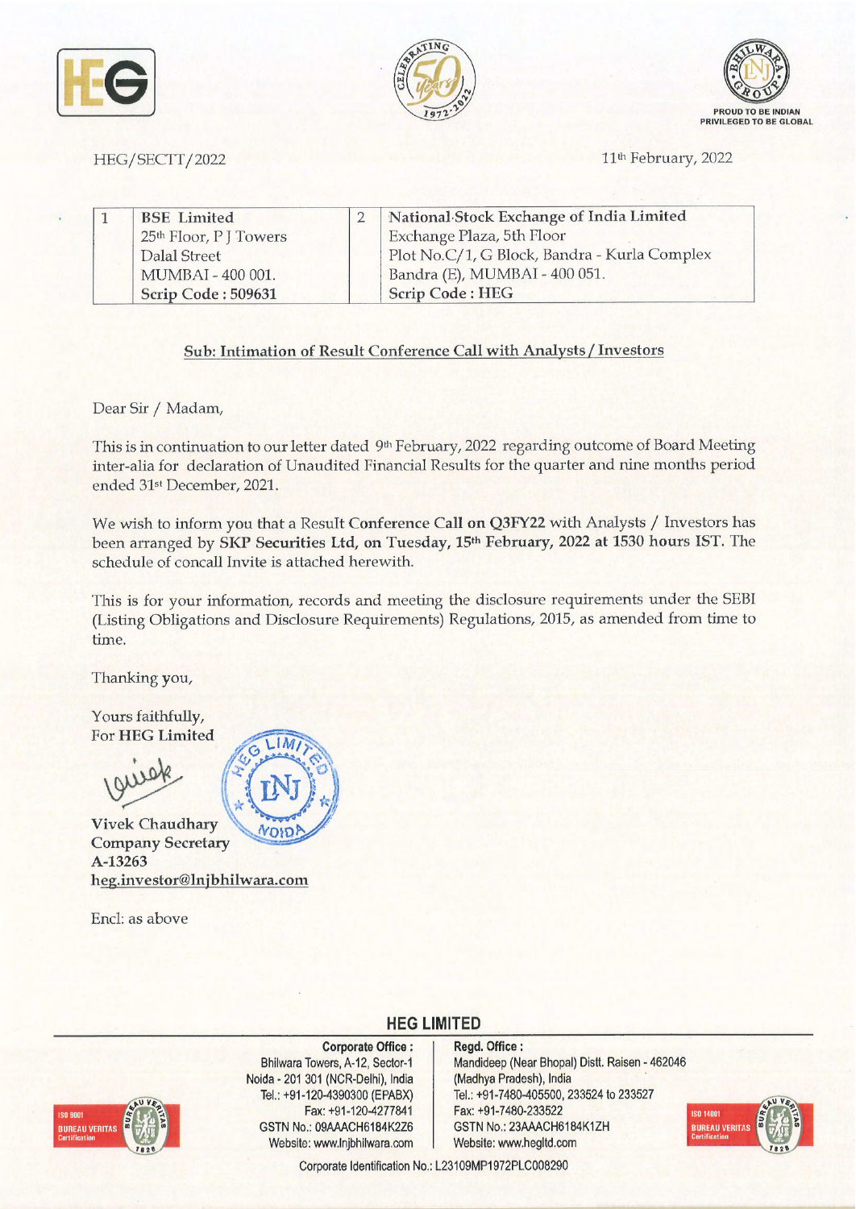HEG/SECTT/2022

11th February, 2022

| 1 | BSE Limited<br>25th Floor, P J Towers<br>Dalal Street<br>MUMBAI - 400 001.<br>**Scrip Code : 509631** | 2 | National Stock Exchange of India Limited<br>Exchange Plaza, 5th Floor<br>Plot No.C/1, G Block, Bandra - Kurla Complex<br>Bandra (E), MUMBAI - 400 051.<br>**Scrip Code : HEG** |
|---|---|---|---|

**Sub: Intimation of Result Conference Call with Analysts / Investors**

Dear Sir / Madam,

This is in continuation to our letter dated 9th February, 2022 regarding outcome of Board Meeting inter-alia for declaration of Unaudited Financial Results for the quarter and nine months period ended 31st December, 2021.

We wish to inform you that a Result **Conference Call on Q3FY22** with Analysts / Investors has been arranged by **SKP Securities Ltd, on Tuesday, 15th February, 2022 at 1530 hours IST.** The schedule of concall Invite is attached herewith.

This is for your information, records and meeting the disclosure requirements under the SEBI (Listing Obligations and Disclosure Requirements) Regulations, 2015, as amended from time to time.

Thanking you,

Yours faithfully,
For **HEG Limited**

**Vivek Chaudhary**
**Company Secretary**
**A-13263**
**heg.investor@lnjbhilwara.com**

Encl: as above

**HEG LIMITED**

**Corporate Office :**
Bhilwara Towers, A-12, Sector-1
Noida - 201 301 (NCR-Delhi), India
Tel.: +91-120-4390300 (EPABX)
Fax: +91-120-4277841
GSTN No.: 09AAACH6184K2Z6
Website: www.lnjbhilwara.com

**Regd. Office :**
Mandideep (Near Bhopal) Distt. Raisen - 462046
(Madhya Pradesh), India
Tel.: +91-7480-405500, 233524 to 233527
Fax: +91-7480-233522
GSTN No.: 23AAACH6184K1ZH
Website: www.hegltd.com

Corporate Identification No.: L23109MP1972PLC008290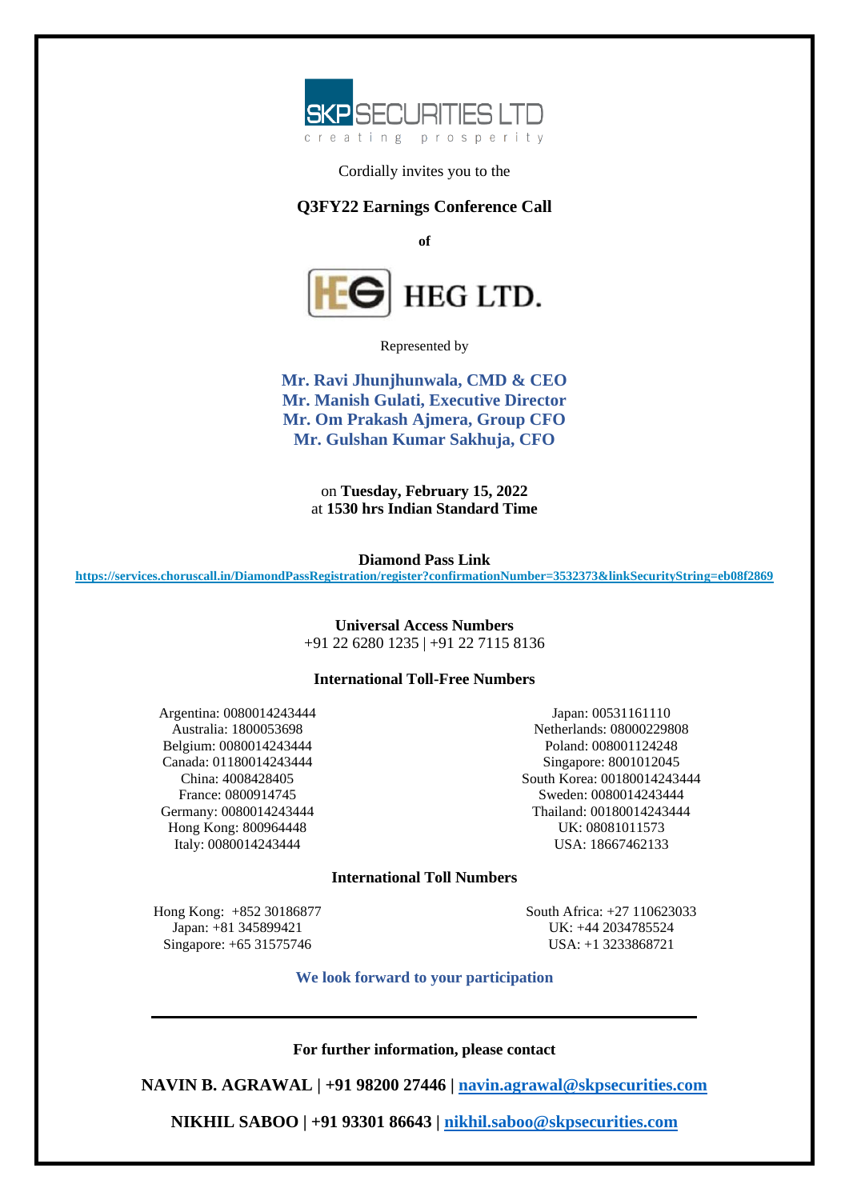SKP SECURITIES LTD

creating prosperity

Cordially invites you to the

**Q3FY22 Earnings Conference Call**

**of**

**HEG LTD.**

Represented by

**Mr. Ravi Jhunjhunwala, CMD & CEO**
**Mr. Manish Gulati, Executive Director**
**Mr. Om Prakash Ajmera, Group CFO**
**Mr. Gulshan Kumar Sakhuja, CFO**

on **Tuesday, February 15, 2022**
at **1530 hrs Indian Standard Time**

**Diamond Pass Link**
**https://services.choruscall.in/DiamondPassRegistration/register?confirmationNumber=3532373&linkSecurityString=eb08f2869**

**Universal Access Numbers**
+91 22 6280 1235 | +91 22 7115 8136

**International Toll-Free Numbers**

Argentina: 0080014243444
Australia: 1800053698
Belgium: 0080014243444
Canada: 01180014243444
China: 4008428405
France: 0800914745
Germany: 0080014243444
Hong Kong: 800964448
Italy: 0080014243444
Japan: 00531161110
Netherlands: 08000229808
Poland: 008001124248
Singapore: 8001012045
South Korea: 00180014243444
Sweden: 0080014243444
Thailand: 00180014243444
UK: 08081011573
USA: 18667462133

**International Toll Numbers**

Hong Kong: +852 30186877
Japan: +81 345899421
Singapore: +65 31575746
South Africa: +27 110623033
UK: +44 2034785524
USA: +1 3233868721

**We look forward to your participation**

---

**For further information, please contact**

**NAVIN B. AGRAWAL | +91 98200 27446 | navin.agrawal@skpsecurities.com**

**NIKHIL SABOO | +91 93301 86643 | nikhil.saboo@skpsecurities.com**